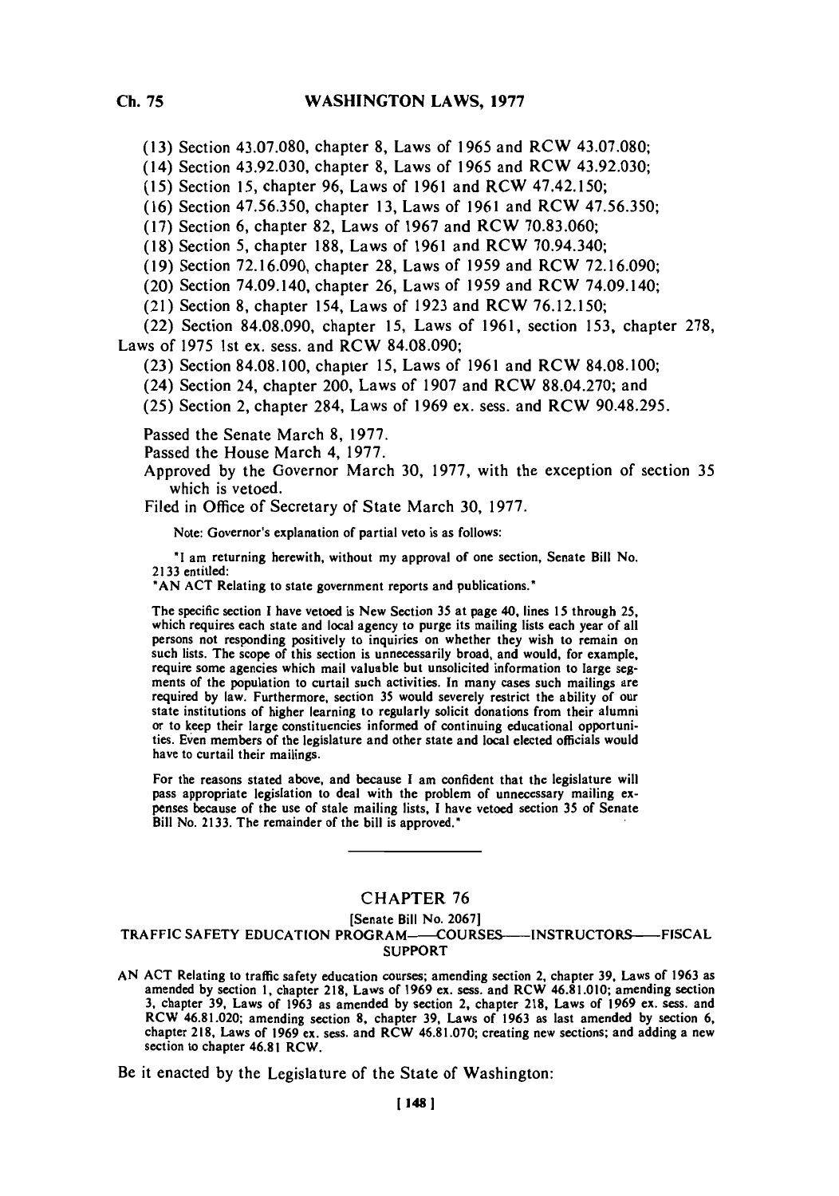(13) Section 43.07.080, chapter 8, Laws of 1965 and RCW 43.07.080;

(14) Section 43.92.030, chapter 8, Laws of 1965 and RCW 43.92.030;

(15) Section 15, chapter 96, Laws of 1961 and RCW 47.42.150;

(16) Section 47.56.350, chapter 13, Laws of 1961 and RCW 47.56.350;

(17) Section 6, chapter 82, Laws of 1967 and RCW 70.83.060;

(18) Section 5, chapter 188, Laws of 1961 and RCW 70.94.340;

(19) Section 72.16.090, chapter 28, Laws of 1959 and RCW 72.16.090;

(20) Section 74.09.140, chapter 26, Laws of 1959 and RCW 74.09.140;

(21) Section 8, chapter 154, Laws of 1923 and RCW 76.12.150;

(22) Section 84.08.090, chapter 15, Laws of 1961, section 153, chapter 278, Laws of 1975 1st ex. sess. and RCW 84.08.090;

(23) Section 84.08.100, chapter 15, Laws of 1961 and RCW 84.08.100;

(24) Section 24, chapter 200, Laws of 1907 and RCW 88.04.270; and

(25) Section 2, chapter 284, Laws of 1969 ex. sess. and RCW 90.48.295.

Passed the Senate March 8, 1977.

Passed the House March 4, 1977.

Approved by the Governor March 30, 1977, with the exception of section 35 which is vetoed.

Filed in Office of Secretary of State March 30, 1977.

Note: Governor's explanation of partial veto is as follows:

"I am returning herewith, without my approval of one section, Senate Bill No. 2133 entitled:

"AN ACT Relating to state government reports and publications."

The specific section I have vetoed is New Section 35 at page 40, lines 15 through 25, which requires each state and local agency to purge its mailing lists each year of all persons not responding positively to inquiries on whether they wish to remain on such lists. The scope of this section is unnecessarily broad, and would, for example, require some agencies which mail valuable but unsolicited information to large segments of the population to curtail such activities. In many cases such mailings are required by law. Furthermore, section 35 would severely restrict the ability of our state institutions of higher learning to regularly solicit donations from their alumni or to keep their large constituencies informed of continuing educational opportunities. Even members of the legislature and other state and local elected officials would have to curtail their mailings.

For the reasons stated above, and because I am confident that the legislature will pass appropriate legislation to deal with the problem of unnecessary mailing expenses because of the use of stale mailing lists, I have vetoed section 35 of Senate Bill No. 2133. The remainder of the bill is approved."

---

## CHAPTER 76

[Senate Bill No. 2067]

### TRAFFIC SAFETY EDUCATION PROGRAM——COURSES——INSTRUCTORS——FISCAL SUPPORT

AN ACT Relating to traffic safety education courses; amending section 2, chapter 39, Laws of 1963 as amended by section 1, chapter 218, Laws of 1969 ex. sess. and RCW 46.81.010; amending section 3, chapter 39, Laws of 1963 as amended by section 2, chapter 218, Laws of 1969 ex. sess. and RCW 46.81.020; amending section 8, chapter 39, Laws of 1963 as last amended by section 6, chapter 218, Laws of 1969 ex. sess. and RCW 46.81.070; creating new sections; and adding a new section to chapter 46.81 RCW.

Be it enacted by the Legislature of the State of Washington: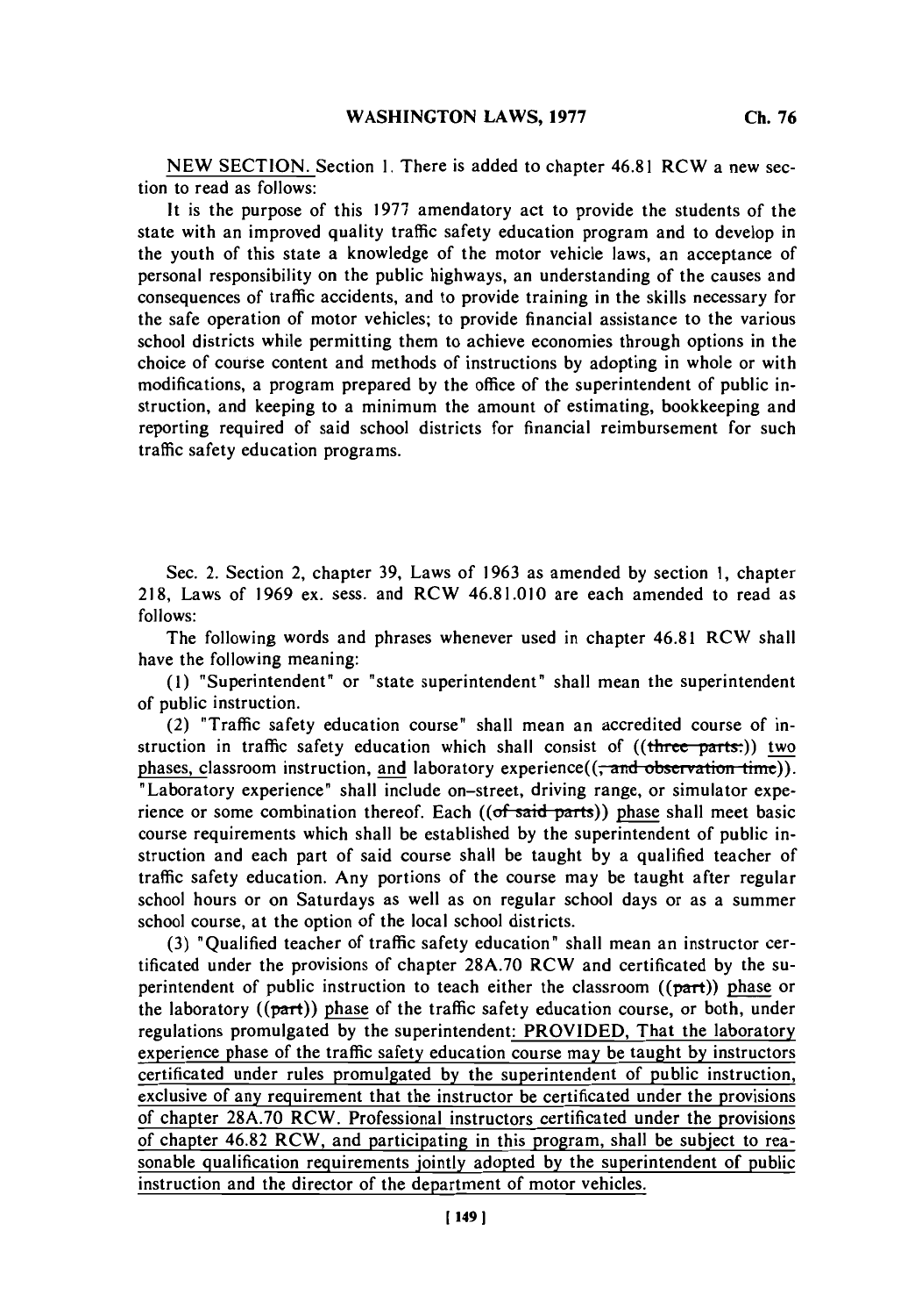NEW SECTION. Section 1. There is added to chapter 46.81 RCW a new section to read as follows:

It is the purpose of this 1977 amendatory act to provide the students of the state with an improved quality traffic safety education program and to develop in the youth of this state a knowledge of the motor vehicle laws, an acceptance of personal responsibility on the public highways, an understanding of the causes and consequences of traffic accidents, and to provide training in the skills necessary for the safe operation of motor vehicles; to provide financial assistance to the various school districts while permitting them to achieve economies through options in the choice of course content and methods of instructions by adopting in whole or with modifications, a program prepared by the office of the superintendent of public instruction, and keeping to a minimum the amount of estimating, bookkeeping and reporting required of said school districts for financial reimbursement for such traffic safety education programs.

Sec. 2. Section 2, chapter 39, Laws of 1963 as amended by section 1, chapter 218, Laws of 1969 ex. sess. and RCW 46.81.010 are each amended to read as follows:

The following words and phrases whenever used in chapter 46.81 RCW shall have the following meaning:

(1) "Superintendent" or "state superintendent" shall mean the superintendent of public instruction.

(2) "Traffic safety education course" shall mean an accredited course of instruction in traffic safety education which shall consist of ((~~three parts:~~)) two phases, classroom instruction, and laboratory experience((~~, and observation time~~)). "Laboratory experience" shall include on-street, driving range, or simulator experience or some combination thereof. Each ((~~of said parts~~)) phase shall meet basic course requirements which shall be established by the superintendent of public instruction and each part of said course shall be taught by a qualified teacher of traffic safety education. Any portions of the course may be taught after regular school hours or on Saturdays as well as on regular school days or as a summer school course, at the option of the local school districts.

(3) "Qualified teacher of traffic safety education" shall mean an instructor certificated under the provisions of chapter 28A.70 RCW and certificated by the superintendent of public instruction to teach either the classroom ((~~part~~)) phase or the laboratory ((~~part~~)) phase of the traffic safety education course, or both, under regulations promulgated by the superintendent: PROVIDED, That the laboratory experience phase of the traffic safety education course may be taught by instructors certificated under rules promulgated by the superintendent of public instruction, exclusive of any requirement that the instructor be certificated under the provisions of chapter 28A.70 RCW. Professional instructors certificated under the provisions of chapter 46.82 RCW, and participating in this program, shall be subject to reasonable qualification requirements jointly adopted by the superintendent of public instruction and the director of the department of motor vehicles.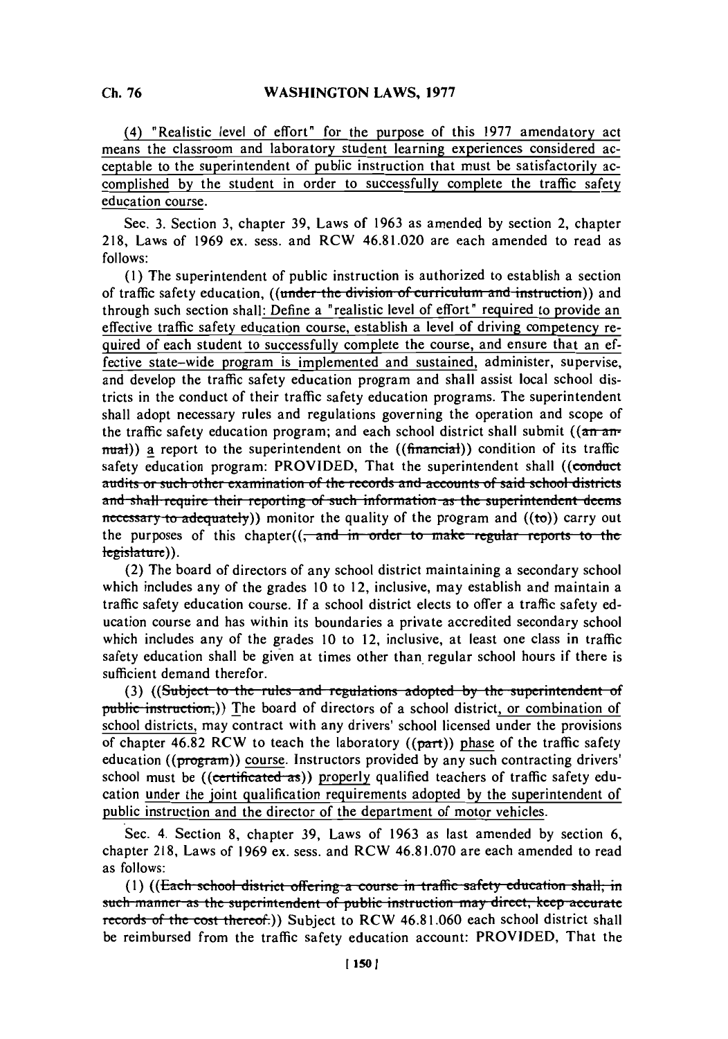(4) "Realistic level of effort" for the purpose of this 1977 amendatory act means the classroom and laboratory student learning experiences considered acceptable to the superintendent of public instruction that must be satisfactorily accomplished by the student in order to successfully complete the traffic safety education course.

Sec. 3. Section 3, chapter 39, Laws of 1963 as amended by section 2, chapter 218, Laws of 1969 ex. sess. and RCW 46.81.020 are each amended to read as follows:

(1) The superintendent of public instruction is authorized to establish a section of traffic safety education, ((~~under the division of curriculum and instruction~~)) and through such section shall: Define a "realistic level of effort" required to provide an effective traffic safety education course, establish a level of driving competency required of each student to successfully complete the course, and ensure that an effective state-wide program is implemented and sustained, administer, supervise, and develop the traffic safety education program and shall assist local school districts in the conduct of their traffic safety education programs. The superintendent shall adopt necessary rules and regulations governing the operation and scope of the traffic safety education program; and each school district shall submit ((~~an annual~~)) a report to the superintendent on the ((~~financial~~)) condition of its traffic safety education program: PROVIDED, That the superintendent shall ((~~conduct audits or such other examination of the records and accounts of said school districts and shall require their reporting of such information as the superintendent deems necessary to adequately~~)) monitor the quality of the program and ((~~to~~)) carry out the purposes of this chapter((~~, and in order to make regular reports to the legislature~~)).

(2) The board of directors of any school district maintaining a secondary school which includes any of the grades 10 to 12, inclusive, may establish and maintain a traffic safety education course. If a school district elects to offer a traffic safety education course and has within its boundaries a private accredited secondary school which includes any of the grades 10 to 12, inclusive, at least one class in traffic safety education shall be given at times other than regular school hours if there is sufficient demand therefor.

(3) ((~~Subject to the rules and regulations adopted by the superintendent of public instruction,~~)) The board of directors of a school district, or combination of school districts, may contract with any drivers' school licensed under the provisions of chapter 46.82 RCW to teach the laboratory ((~~part~~)) phase of the traffic safety education ((~~program~~)) course. Instructors provided by any such contracting drivers' school must be ((~~certificated as~~)) properly qualified teachers of traffic safety education under the joint qualification requirements adopted by the superintendent of public instruction and the director of the department of motor vehicles.

Sec. 4. Section 8, chapter 39, Laws of 1963 as last amended by section 6, chapter 218, Laws of 1969 ex. sess. and RCW 46.81.070 are each amended to read as follows:

(1) ((~~Each school district offering a course in traffic safety education shall, in such manner as the superintendent of public instruction may direct, keep accurate records of the cost thereof.~~)) Subject to RCW 46.81.060 each school district shall be reimbursed from the traffic safety education account: PROVIDED, That the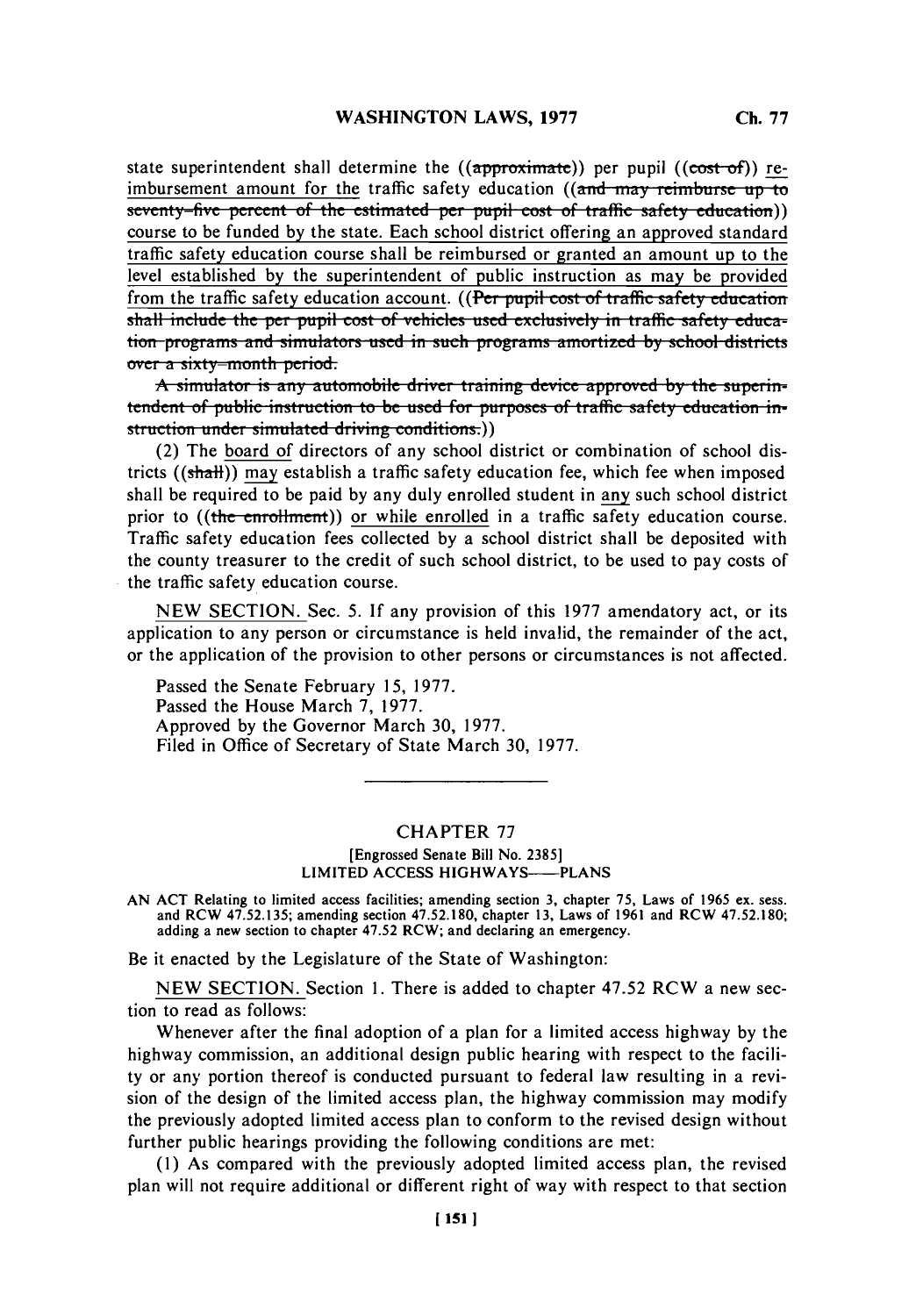state superintendent shall determine the ((~~approximate~~)) per pupil ((~~cost of~~)) reimbursement amount for the traffic safety education ((~~and may reimburse up to seventy-five percent of the estimated per pupil cost of traffic safety education~~)) course to be funded by the state. Each school district offering an approved standard traffic safety education course shall be reimbursed or granted an amount up to the level established by the superintendent of public instruction as may be provided from the traffic safety education account. ((~~Per pupil cost of traffic safety education shall include the per pupil cost of vehicles used exclusively in traffic safety education programs and simulators used in such programs amortized by school districts over a sixty-month period.~~

~~A simulator is any automobile driver training device approved by the superintendent of public instruction to be used for purposes of traffic safety education instruction under simulated driving conditions.~~))

(2) The board of directors of any school district or combination of school districts ((~~shall~~)) may establish a traffic safety education fee, which fee when imposed shall be required to be paid by any duly enrolled student in any such school district prior to ((~~the enrollment~~)) or while enrolled in a traffic safety education course. Traffic safety education fees collected by a school district shall be deposited with the county treasurer to the credit of such school district, to be used to pay costs of the traffic safety education course.

NEW SECTION. Sec. 5. If any provision of this 1977 amendatory act, or its application to any person or circumstance is held invalid, the remainder of the act, or the application of the provision to other persons or circumstances is not affected.

Passed the Senate February 15, 1977.
Passed the House March 7, 1977.
Approved by the Governor March 30, 1977.
Filed in Office of Secretary of State March 30, 1977.

---

## CHAPTER 77

[Engrossed Senate Bill No. 2385]
LIMITED ACCESS HIGHWAYS——PLANS

AN ACT Relating to limited access facilities; amending section 3, chapter 75, Laws of 1965 ex. sess. and RCW 47.52.135; amending section 47.52.180, chapter 13, Laws of 1961 and RCW 47.52.180; adding a new section to chapter 47.52 RCW; and declaring an emergency.

Be it enacted by the Legislature of the State of Washington:

NEW SECTION. Section 1. There is added to chapter 47.52 RCW a new section to read as follows:

Whenever after the final adoption of a plan for a limited access highway by the highway commission, an additional design public hearing with respect to the facility or any portion thereof is conducted pursuant to federal law resulting in a revision of the design of the limited access plan, the highway commission may modify the previously adopted limited access plan to conform to the revised design without further public hearings providing the following conditions are met:

(1) As compared with the previously adopted limited access plan, the revised plan will not require additional or different right of way with respect to that section